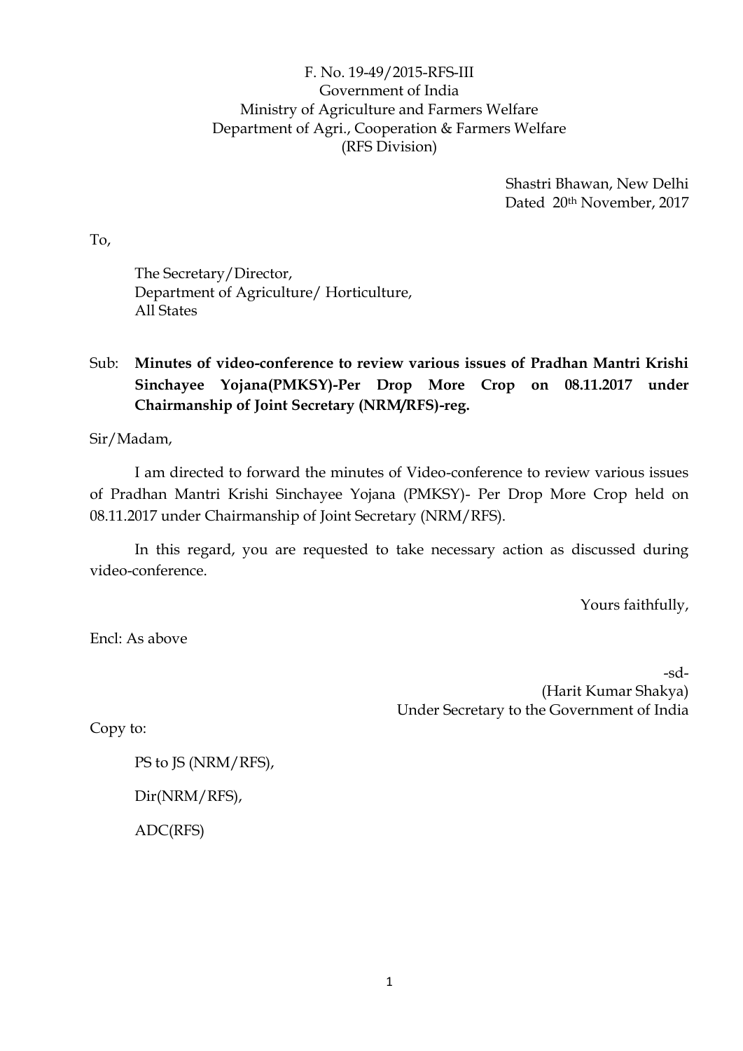F. No. 19-49/2015-RFS-III
Government of India
Ministry of Agriculture and Farmers Welfare
Department of Agri., Cooperation & Farmers Welfare
(RFS Division)

Shastri Bhawan, New Delhi
Dated 20th November, 2017

To,

The Secretary/Director,
Department of Agriculture/ Horticulture,
All States

Sub: **Minutes of video-conference to review various issues of Pradhan Mantri Krishi Sinchayee Yojana(PMKSY)-Per Drop More Crop on 08.11.2017 under Chairmanship of Joint Secretary (NRM/RFS)-reg.**

Sir/Madam,

I am directed to forward the minutes of Video-conference to review various issues of Pradhan Mantri Krishi Sinchayee Yojana (PMKSY)- Per Drop More Crop held on 08.11.2017 under Chairmanship of Joint Secretary (NRM/RFS).

In this regard, you are requested to take necessary action as discussed during video-conference.

Yours faithfully,

Encl: As above

-sd-
(Harit Kumar Shakya)
Under Secretary to the Government of India

Copy to:

PS to JS (NRM/RFS),

Dir(NRM/RFS),

ADC(RFS)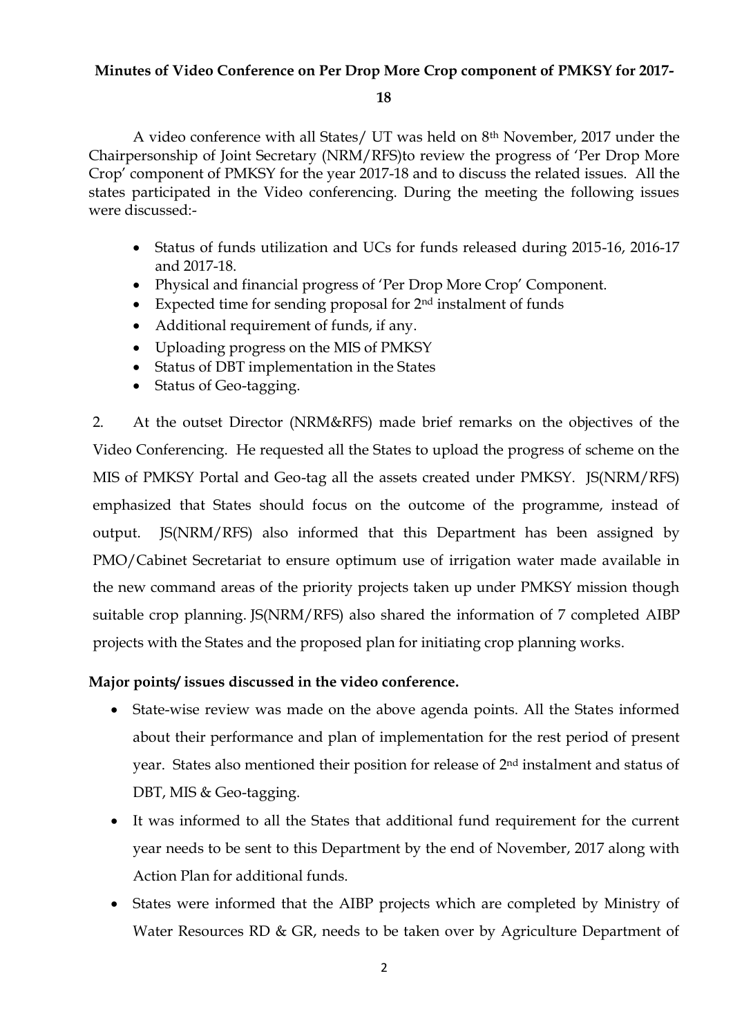**Minutes of Video Conference on Per Drop More Crop component of PMKSY for 2017-18**

A video conference with all States/ UT was held on 8th November, 2017 under the Chairpersonship of Joint Secretary (NRM/RFS)to review the progress of 'Per Drop More Crop' component of PMKSY for the year 2017-18 and to discuss the related issues. All the states participated in the Video conferencing. During the meeting the following issues were discussed:-

- Status of funds utilization and UCs for funds released during 2015-16, 2016-17 and 2017-18.
- Physical and financial progress of 'Per Drop More Crop' Component.
- Expected time for sending proposal for 2nd instalment of funds
- Additional requirement of funds, if any.
- Uploading progress on the MIS of PMKSY
- Status of DBT implementation in the States
- Status of Geo-tagging.

2. At the outset Director (NRM&RFS) made brief remarks on the objectives of the Video Conferencing. He requested all the States to upload the progress of scheme on the MIS of PMKSY Portal and Geo-tag all the assets created under PMKSY. JS(NRM/RFS) emphasized that States should focus on the outcome of the programme, instead of output. JS(NRM/RFS) also informed that this Department has been assigned by PMO/Cabinet Secretariat to ensure optimum use of irrigation water made available in the new command areas of the priority projects taken up under PMKSY mission though suitable crop planning. JS(NRM/RFS) also shared the information of 7 completed AIBP projects with the States and the proposed plan for initiating crop planning works.

**Major points/ issues discussed in the video conference.**

- State-wise review was made on the above agenda points. All the States informed about their performance and plan of implementation for the rest period of present year. States also mentioned their position for release of 2nd instalment and status of DBT, MIS & Geo-tagging.
- It was informed to all the States that additional fund requirement for the current year needs to be sent to this Department by the end of November, 2017 along with Action Plan for additional funds.
- States were informed that the AIBP projects which are completed by Ministry of Water Resources RD & GR, needs to be taken over by Agriculture Department of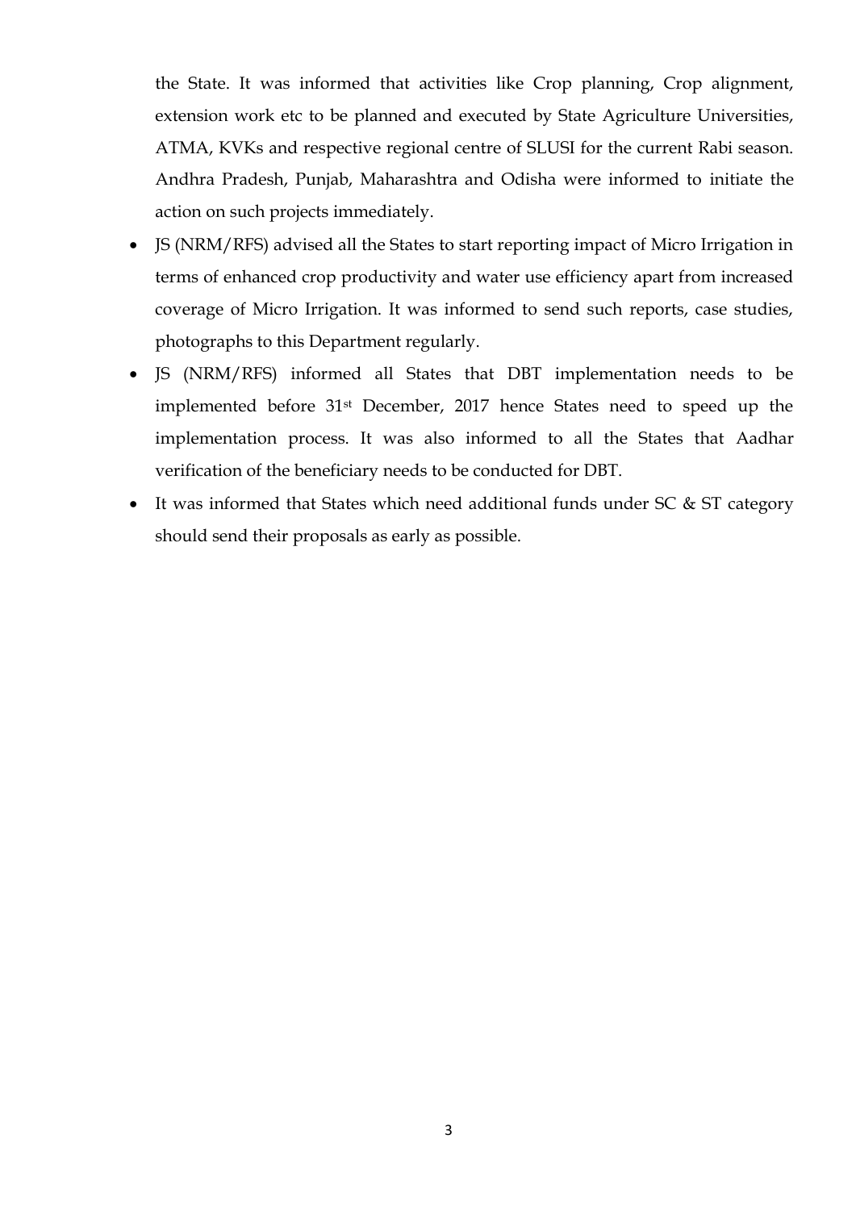the State. It was informed that activities like Crop planning, Crop alignment, extension work etc to be planned and executed by State Agriculture Universities, ATMA, KVKs and respective regional centre of SLUSI for the current Rabi season. Andhra Pradesh, Punjab, Maharashtra and Odisha were informed to initiate the action on such projects immediately.

- JS (NRM/RFS) advised all the States to start reporting impact of Micro Irrigation in terms of enhanced crop productivity and water use efficiency apart from increased coverage of Micro Irrigation. It was informed to send such reports, case studies, photographs to this Department regularly.
- JS (NRM/RFS) informed all States that DBT implementation needs to be implemented before 31st December, 2017 hence States need to speed up the implementation process. It was also informed to all the States that Aadhar verification of the beneficiary needs to be conducted for DBT.
- It was informed that States which need additional funds under SC & ST category should send their proposals as early as possible.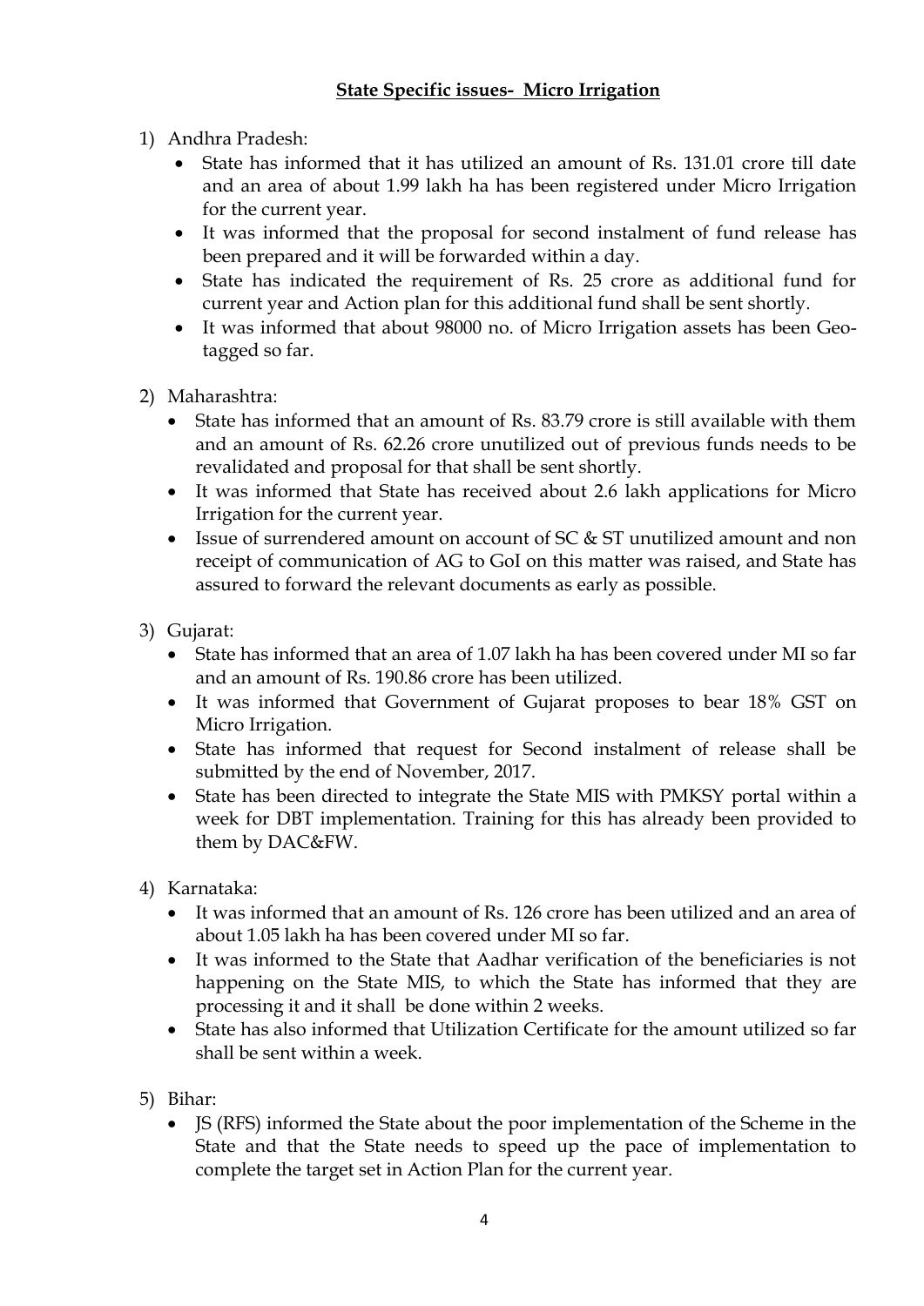## **State Specific issues- Micro Irrigation**

1) Andhra Pradesh:
    - State has informed that it has utilized an amount of Rs. 131.01 crore till date and an area of about 1.99 lakh ha has been registered under Micro Irrigation for the current year.
    - It was informed that the proposal for second instalment of fund release has been prepared and it will be forwarded within a day.
    - State has indicated the requirement of Rs. 25 crore as additional fund for current year and Action plan for this additional fund shall be sent shortly.
    - It was informed that about 98000 no. of Micro Irrigation assets has been Geo-tagged so far.

2) Maharashtra:
    - State has informed that an amount of Rs. 83.79 crore is still available with them and an amount of Rs. 62.26 crore unutilized out of previous funds needs to be revalidated and proposal for that shall be sent shortly.
    - It was informed that State has received about 2.6 lakh applications for Micro Irrigation for the current year.
    - Issue of surrendered amount on account of SC & ST unutilized amount and non receipt of communication of AG to GoI on this matter was raised, and State has assured to forward the relevant documents as early as possible.

3) Gujarat:
    - State has informed that an area of 1.07 lakh ha has been covered under MI so far and an amount of Rs. 190.86 crore has been utilized.
    - It was informed that Government of Gujarat proposes to bear 18% GST on Micro Irrigation.
    - State has informed that request for Second instalment of release shall be submitted by the end of November, 2017.
    - State has been directed to integrate the State MIS with PMKSY portal within a week for DBT implementation. Training for this has already been provided to them by DAC&FW.

4) Karnataka:
    - It was informed that an amount of Rs. 126 crore has been utilized and an area of about 1.05 lakh ha has been covered under MI so far.
    - It was informed to the State that Aadhar verification of the beneficiaries is not happening on the State MIS, to which the State has informed that they are processing it and it shall be done within 2 weeks.
    - State has also informed that Utilization Certificate for the amount utilized so far shall be sent within a week.

5) Bihar:
    - JS (RFS) informed the State about the poor implementation of the Scheme in the State and that the State needs to speed up the pace of implementation to complete the target set in Action Plan for the current year.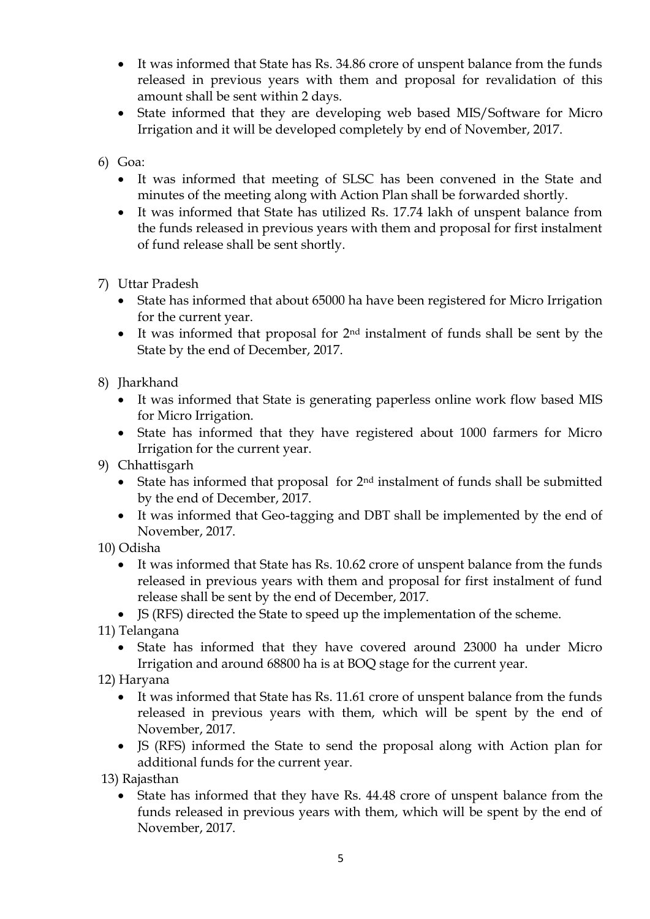- It was informed that State has Rs. 34.86 crore of unspent balance from the funds released in previous years with them and proposal for revalidation of this amount shall be sent within 2 days.
- State informed that they are developing web based MIS/Software for Micro Irrigation and it will be developed completely by end of November, 2017.

6) Goa:
   - It was informed that meeting of SLSC has been convened in the State and minutes of the meeting along with Action Plan shall be forwarded shortly.
   - It was informed that State has utilized Rs. 17.74 lakh of unspent balance from the funds released in previous years with them and proposal for first instalment of fund release shall be sent shortly.

7) Uttar Pradesh
   - State has informed that about 65000 ha have been registered for Micro Irrigation for the current year.
   - It was informed that proposal for 2nd instalment of funds shall be sent by the State by the end of December, 2017.

8) Jharkhand
   - It was informed that State is generating paperless online work flow based MIS for Micro Irrigation.
   - State has informed that they have registered about 1000 farmers for Micro Irrigation for the current year.

9) Chhattisgarh
   - State has informed that proposal for 2nd instalment of funds shall be submitted by the end of December, 2017.
   - It was informed that Geo-tagging and DBT shall be implemented by the end of November, 2017.

10) Odisha
   - It was informed that State has Rs. 10.62 crore of unspent balance from the funds released in previous years with them and proposal for first instalment of fund release shall be sent by the end of December, 2017.
   - JS (RFS) directed the State to speed up the implementation of the scheme.

11) Telangana
   - State has informed that they have covered around 23000 ha under Micro Irrigation and around 68800 ha is at BOQ stage for the current year.

12) Haryana
   - It was informed that State has Rs. 11.61 crore of unspent balance from the funds released in previous years with them, which will be spent by the end of November, 2017.
   - JS (RFS) informed the State to send the proposal along with Action plan for additional funds for the current year.

13) Rajasthan
   - State has informed that they have Rs. 44.48 crore of unspent balance from the funds released in previous years with them, which will be spent by the end of November, 2017.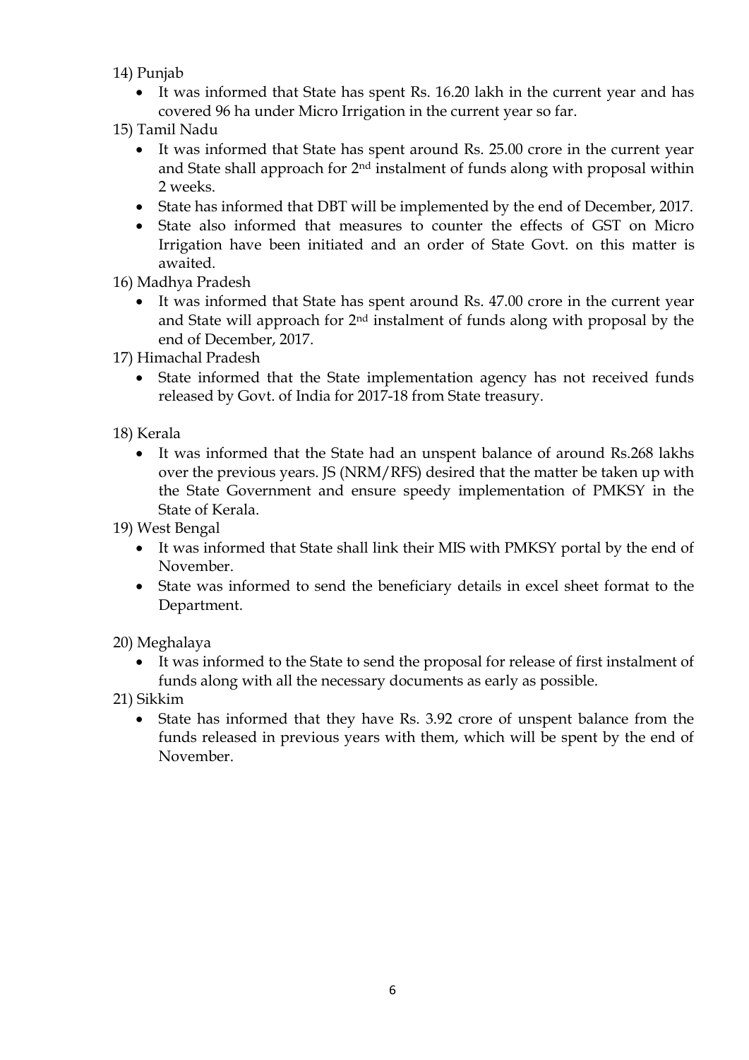14) Punjab

- It was informed that State has spent Rs. 16.20 lakh in the current year and has covered 96 ha under Micro Irrigation in the current year so far.

15) Tamil Nadu

- It was informed that State has spent around Rs. 25.00 crore in the current year and State shall approach for 2nd instalment of funds along with proposal within 2 weeks.
- State has informed that DBT will be implemented by the end of December, 2017.
- State also informed that measures to counter the effects of GST on Micro Irrigation have been initiated and an order of State Govt. on this matter is awaited.

16) Madhya Pradesh

- It was informed that State has spent around Rs. 47.00 crore in the current year and State will approach for 2nd instalment of funds along with proposal by the end of December, 2017.

17) Himachal Pradesh

- State informed that the State implementation agency has not received funds released by Govt. of India for 2017-18 from State treasury.

18) Kerala

- It was informed that the State had an unspent balance of around Rs.268 lakhs over the previous years. JS (NRM/RFS) desired that the matter be taken up with the State Government and ensure speedy implementation of PMKSY in the State of Kerala.

19) West Bengal

- It was informed that State shall link their MIS with PMKSY portal by the end of November.
- State was informed to send the beneficiary details in excel sheet format to the Department.

20) Meghalaya

- It was informed to the State to send the proposal for release of first instalment of funds along with all the necessary documents as early as possible.

21) Sikkim

- State has informed that they have Rs. 3.92 crore of unspent balance from the funds released in previous years with them, which will be spent by the end of November.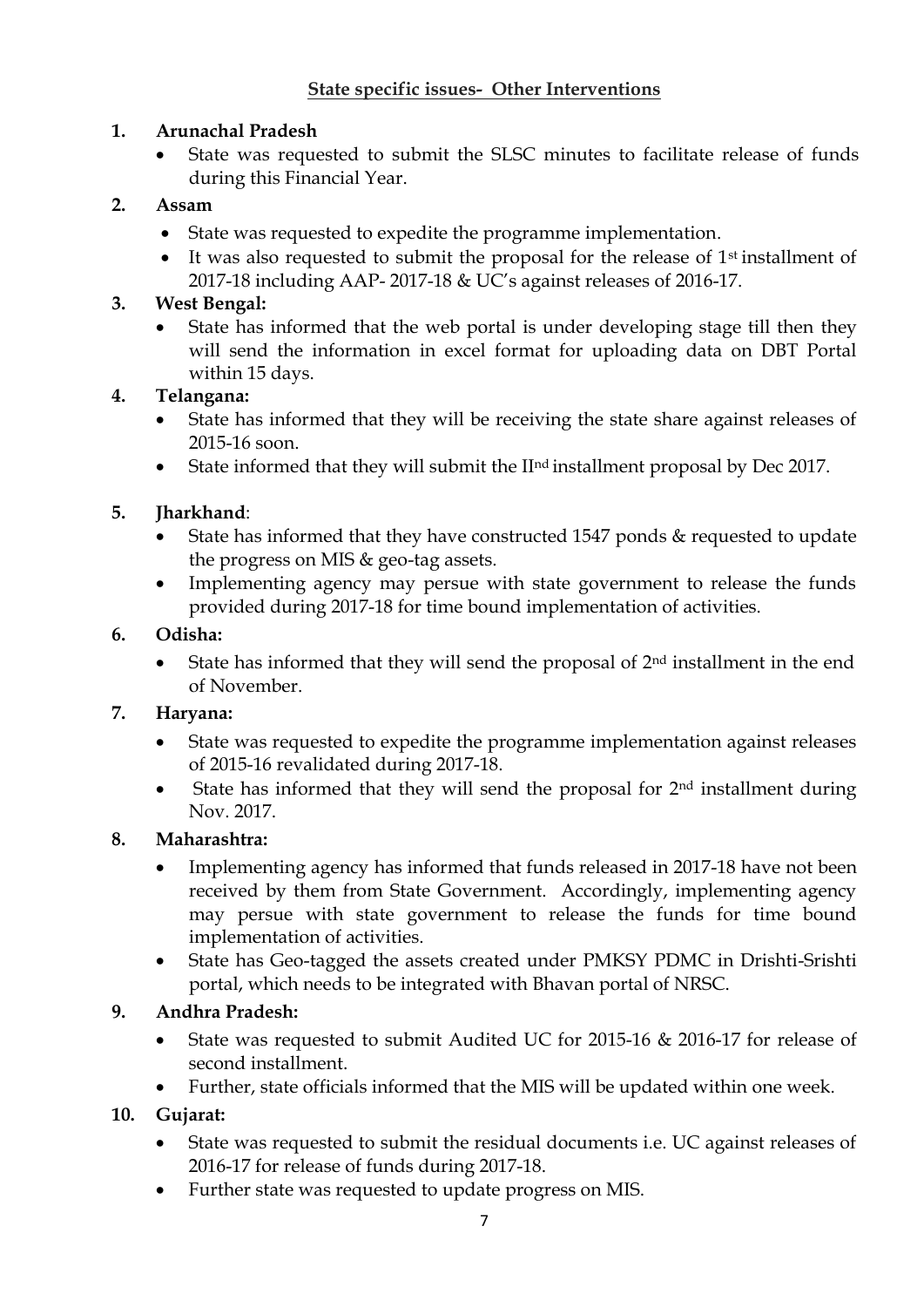## State specific issues- Other Interventions

1. **Arunachal Pradesh**
   - State was requested to submit the SLSC minutes to facilitate release of funds during this Financial Year.
2. **Assam**
   - State was requested to expedite the programme implementation.
   - It was also requested to submit the proposal for the release of 1st installment of 2017-18 including AAP- 2017-18 & UC's against releases of 2016-17.
3. **West Bengal:**
   - State has informed that the web portal is under developing stage till then they will send the information in excel format for uploading data on DBT Portal within 15 days.
4. **Telangana:**
   - State has informed that they will be receiving the state share against releases of 2015-16 soon.
   - State informed that they will submit the IInd installment proposal by Dec 2017.
5. **Jharkhand**:
   - State has informed that they have constructed 1547 ponds & requested to update the progress on MIS & geo-tag assets.
   - Implementing agency may persue with state government to release the funds provided during 2017-18 for time bound implementation of activities.
6. **Odisha:**
   - State has informed that they will send the proposal of 2nd installment in the end of November.
7. **Haryana:**
   - State was requested to expedite the programme implementation against releases of 2015-16 revalidated during 2017-18.
   - State has informed that they will send the proposal for 2nd installment during Nov. 2017.
8. **Maharashtra:**
   - Implementing agency has informed that funds released in 2017-18 have not been received by them from State Government. Accordingly, implementing agency may persue with state government to release the funds for time bound implementation of activities.
   - State has Geo-tagged the assets created under PMKSY PDMC in Drishti-Srishti portal, which needs to be integrated with Bhavan portal of NRSC.
9. **Andhra Pradesh:**
   - State was requested to submit Audited UC for 2015-16 & 2016-17 for release of second installment.
   - Further, state officials informed that the MIS will be updated within one week.
10. **Gujarat:**
    - State was requested to submit the residual documents i.e. UC against releases of 2016-17 for release of funds during 2017-18.
    - Further state was requested to update progress on MIS.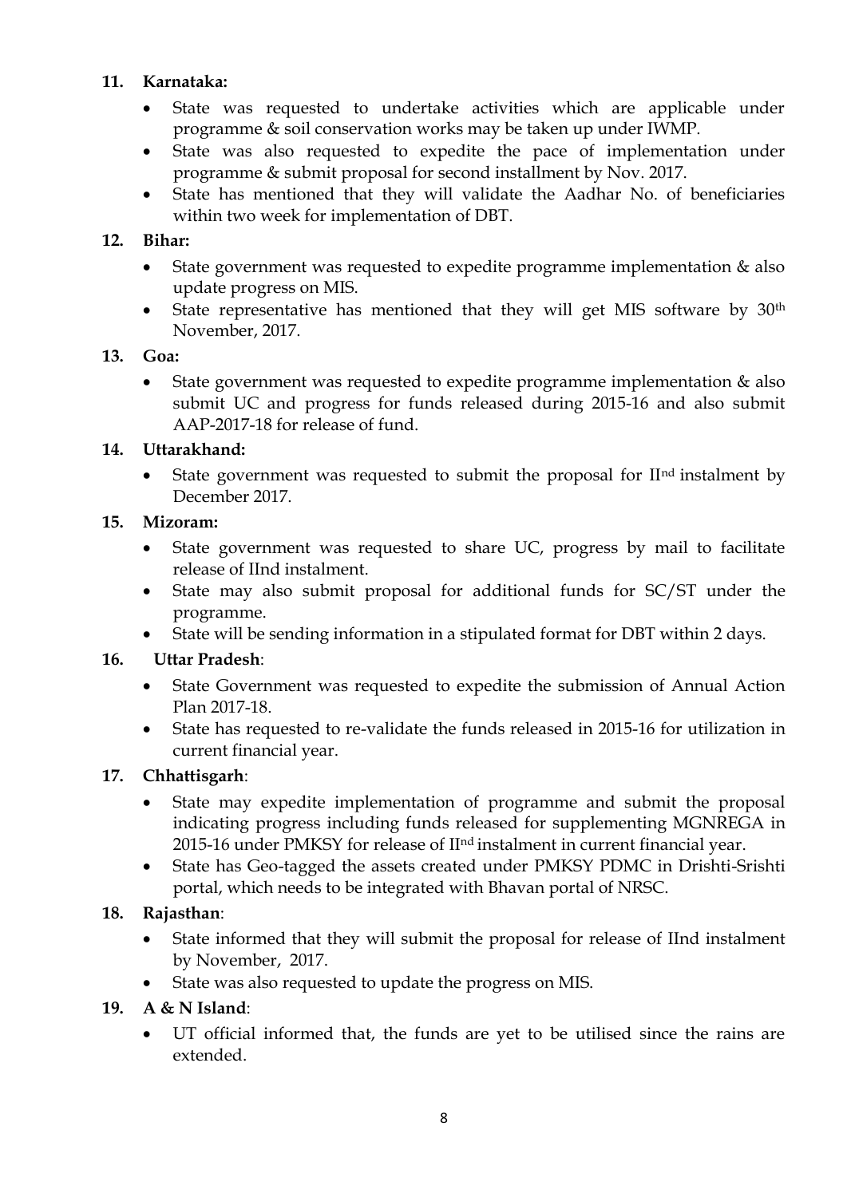**11. Karnataka:**

- State was requested to undertake activities which are applicable under programme & soil conservation works may be taken up under IWMP.
- State was also requested to expedite the pace of implementation under programme & submit proposal for second installment by Nov. 2017.
- State has mentioned that they will validate the Aadhar No. of beneficiaries within two week for implementation of DBT.

**12. Bihar:**

- State government was requested to expedite programme implementation & also update progress on MIS.
- State representative has mentioned that they will get MIS software by 30th November, 2017.

**13. Goa:**

- State government was requested to expedite programme implementation & also submit UC and progress for funds released during 2015-16 and also submit AAP-2017-18 for release of fund.

**14. Uttarakhand:**

- State government was requested to submit the proposal for IInd instalment by December 2017.

**15. Mizoram:**

- State government was requested to share UC, progress by mail to facilitate release of IInd instalment.
- State may also submit proposal for additional funds for SC/ST under the programme.
- State will be sending information in a stipulated format for DBT within 2 days.

**16. Uttar Pradesh**:

- State Government was requested to expedite the submission of Annual Action Plan 2017-18.
- State has requested to re-validate the funds released in 2015-16 for utilization in current financial year.

**17. Chhattisgarh**:

- State may expedite implementation of programme and submit the proposal indicating progress including funds released for supplementing MGNREGA in 2015-16 under PMKSY for release of IInd instalment in current financial year.
- State has Geo-tagged the assets created under PMKSY PDMC in Drishti-Srishti portal, which needs to be integrated with Bhavan portal of NRSC.

**18. Rajasthan**:

- State informed that they will submit the proposal for release of IInd instalment by November, 2017.
- State was also requested to update the progress on MIS.

**19. A & N Island**:

- UT official informed that, the funds are yet to be utilised since the rains are extended.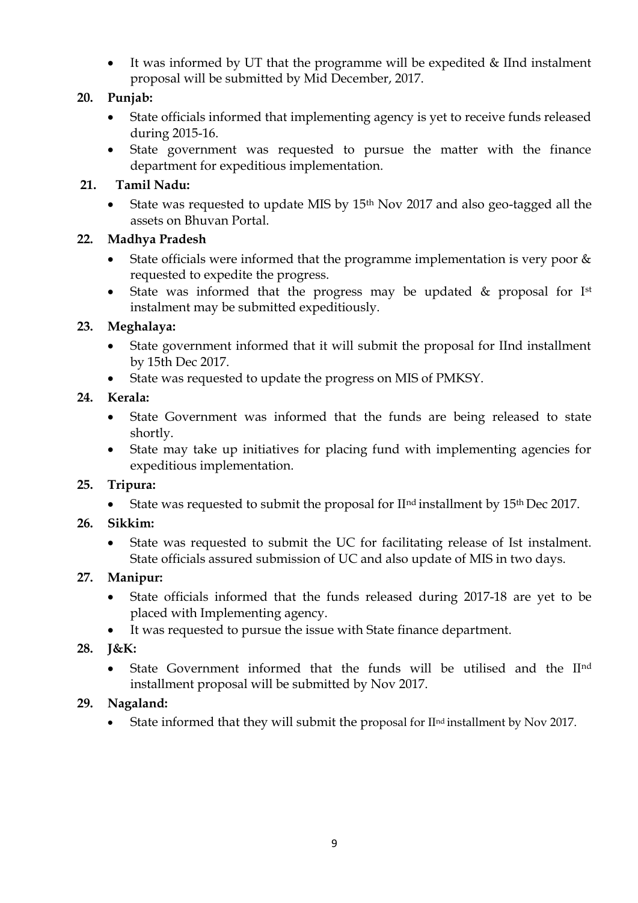- It was informed by UT that the programme will be expedited & IInd instalment proposal will be submitted by Mid December, 2017.

**20. Punjab:**

- State officials informed that implementing agency is yet to receive funds released during 2015-16.
- State government was requested to pursue the matter with the finance department for expeditious implementation.

**21. Tamil Nadu:**

- State was requested to update MIS by 15th Nov 2017 and also geo-tagged all the assets on Bhuvan Portal.

**22. Madhya Pradesh**

- State officials were informed that the programme implementation is very poor & requested to expedite the progress.
- State was informed that the progress may be updated & proposal for Ist instalment may be submitted expeditiously.

**23. Meghalaya:**

- State government informed that it will submit the proposal for IInd installment by 15th Dec 2017.
- State was requested to update the progress on MIS of PMKSY.

**24. Kerala:**

- State Government was informed that the funds are being released to state shortly.
- State may take up initiatives for placing fund with implementing agencies for expeditious implementation.

**25. Tripura:**

- State was requested to submit the proposal for IInd installment by 15th Dec 2017.

**26. Sikkim:**

- State was requested to submit the UC for facilitating release of Ist instalment. State officials assured submission of UC and also update of MIS in two days.

**27. Manipur:**

- State officials informed that the funds released during 2017-18 are yet to be placed with Implementing agency.
- It was requested to pursue the issue with State finance department.

**28. J&K:**

- State Government informed that the funds will be utilised and the IInd installment proposal will be submitted by Nov 2017.

**29. Nagaland:**

- State informed that they will submit the proposal for IInd installment by Nov 2017.